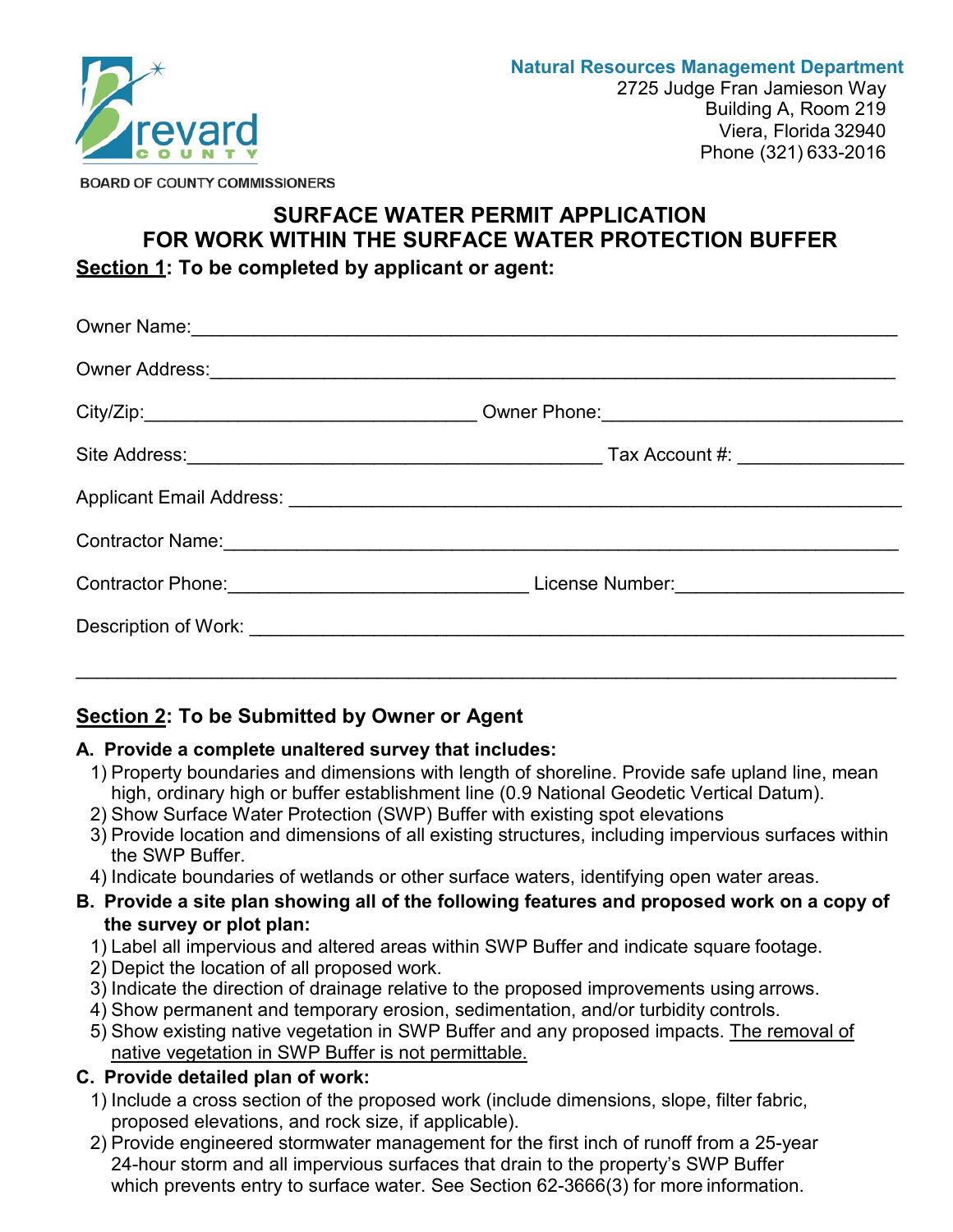Brevard County
BOARD OF COUNTY COMMISSIONERS

**Natural Resources Management Department**
2725 Judge Fran Jamieson Way
Building A, Room 219
Viera, Florida 32940
Phone (321) 633-2016

# SURFACE WATER PERMIT APPLICATION FOR WORK WITHIN THE SURFACE WATER PROTECTION BUFFER

## Section 1: To be completed by applicant or agent:

Owner Name:_______________________________________________

Owner Address:_____________________________________________

City/Zip:__________________________ Owner Phone:__________________________

Site Address:__________________________ Tax Account #: ________________

Applicant Email Address: ____________________________________

Contractor Name:___________________________________________

Contractor Phone:__________________________ License Number:____________________

Description of Work: ________________________________________

_________________________________________________________

## Section 2: To be Submitted by Owner or Agent

**A. Provide a complete unaltered survey that includes:**

1) Property boundaries and dimensions with length of shoreline. Provide safe upland line, mean high, ordinary high or buffer establishment line (0.9 National Geodetic Vertical Datum).
2) Show Surface Water Protection (SWP) Buffer with existing spot elevations
3) Provide location and dimensions of all existing structures, including impervious surfaces within the SWP Buffer.
4) Indicate boundaries of wetlands or other surface waters, identifying open water areas.

**B. Provide a site plan showing all of the following features and proposed work on a copy of the survey or plot plan:**

1) Label all impervious and altered areas within SWP Buffer and indicate square footage.
2) Depict the location of all proposed work.
3) Indicate the direction of drainage relative to the proposed improvements using arrows.
4) Show permanent and temporary erosion, sedimentation, and/or turbidity controls.
5) Show existing native vegetation in SWP Buffer and any proposed impacts. <u>The removal of native vegetation in SWP Buffer is not permittable.</u>

**C. Provide detailed plan of work:**

1) Include a cross section of the proposed work (include dimensions, slope, filter fabric, proposed elevations, and rock size, if applicable).
2) Provide engineered stormwater management for the first inch of runoff from a 25-year 24-hour storm and all impervious surfaces that drain to the property's SWP Buffer which prevents entry to surface water. See Section 62-3666(3) for more information.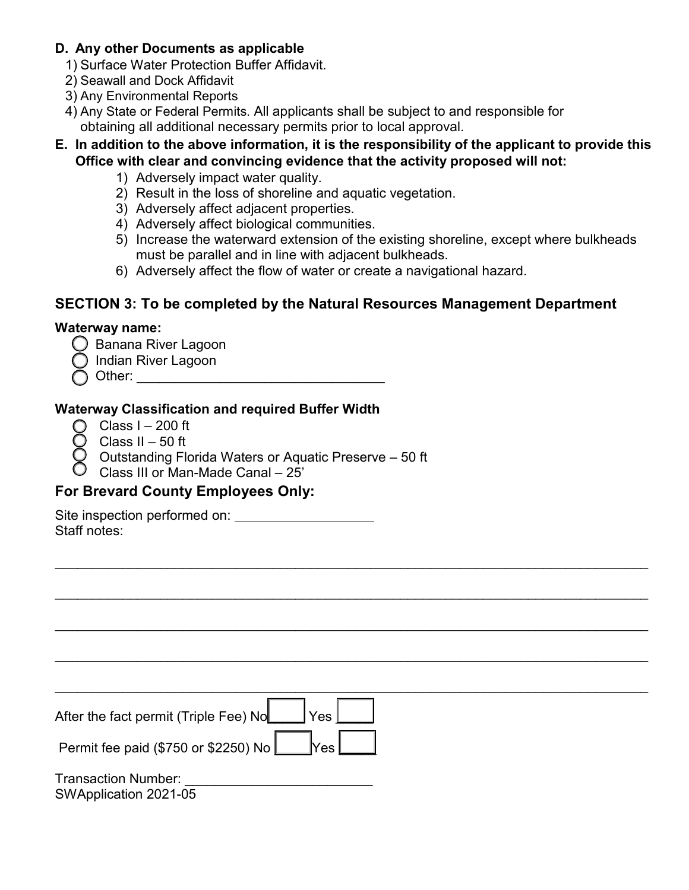**D. Any other Documents as applicable**

1) Surface Water Protection Buffer Affidavit.
2) Seawall and Dock Affidavit
3) Any Environmental Reports
4) Any State or Federal Permits. All applicants shall be subject to and responsible for obtaining all additional necessary permits prior to local approval.

**E. In addition to the above information, it is the responsibility of the applicant to provide this Office with clear and convincing evidence that the activity proposed will not:**

1) Adversely impact water quality.
2) Result in the loss of shoreline and aquatic vegetation.
3) Adversely affect adjacent properties.
4) Adversely affect biological communities.
5) Increase the waterward extension of the existing shoreline, except where bulkheads must be parallel and in line with adjacent bulkheads.
6) Adversely affect the flow of water or create a navigational hazard.

## SECTION 3: To be completed by the Natural Resources Management Department

**Waterway name:**

- ◯ Banana River Lagoon
- ◯ Indian River Lagoon
- ◯ Other: _________________________________

**Waterway Classification and required Buffer Width**

- ◯ Class I – 200 ft
- ◯ Class II – 50 ft
- ◯ Outstanding Florida Waters or Aquatic Preserve – 50 ft
- ◯ Class III or Man-Made Canal – 25'

## For Brevard County Employees Only:

Site inspection performed on: __________________

Staff notes:

_______________________________________________________________________________

_______________________________________________________________________________

_______________________________________________________________________________

_______________________________________________________________________________

_______________________________________________________________________________

After the fact permit (Triple Fee) No ☐ Yes ☐

Permit fee paid ($750 or $2250) No ☐ Yes ☐

Transaction Number: ________________________

SWApplication 2021-05